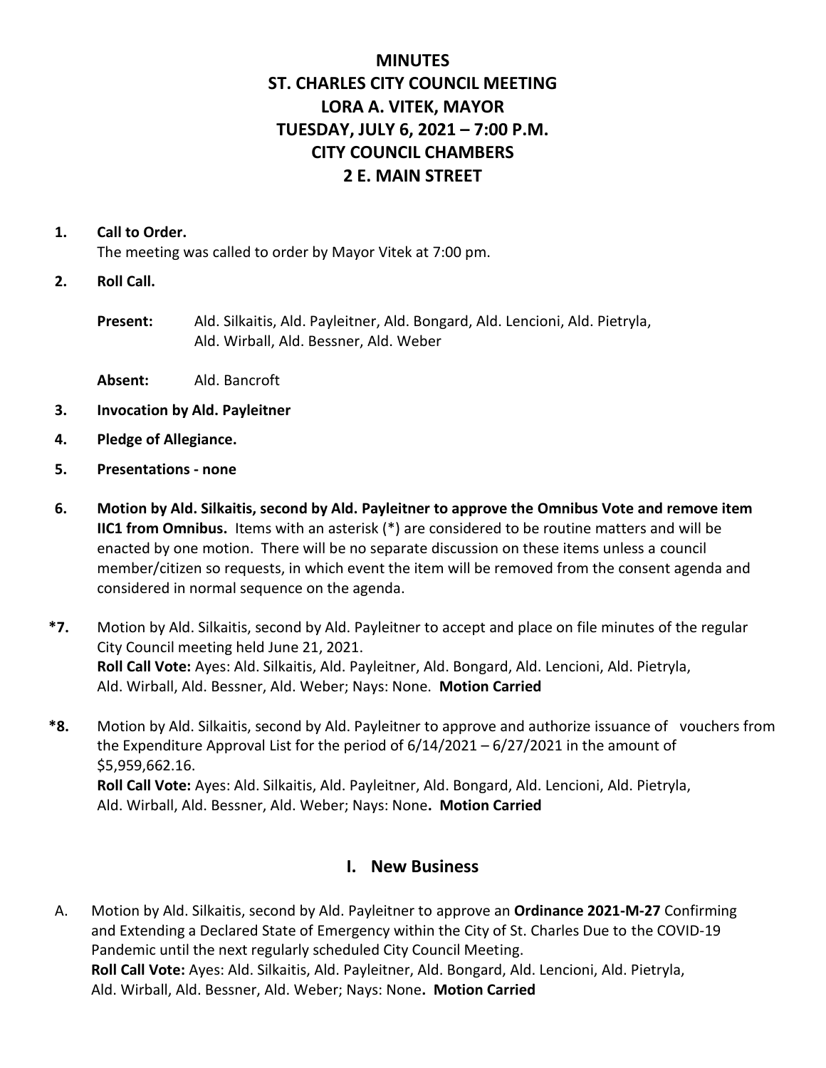# MINUTES
# ST. CHARLES CITY COUNCIL MEETING
# LORA A. VITEK, MAYOR
# TUESDAY, JULY 6, 2021 – 7:00 P.M.
# CITY COUNCIL CHAMBERS
# 2 E. MAIN STREET

**1. Call to Order.**
The meeting was called to order by Mayor Vitek at 7:00 pm.

**2. Roll Call.**

**Present:** Ald. Silkaitis, Ald. Payleitner, Ald. Bongard, Ald. Lencioni, Ald. Pietryla, Ald. Wirball, Ald. Bessner, Ald. Weber

**Absent:** Ald. Bancroft

**3. Invocation by Ald. Payleitner**

**4. Pledge of Allegiance.**

**5. Presentations - none**

**6. Motion by Ald. Silkaitis, second by Ald. Payleitner to approve the Omnibus Vote and remove item IIC1 from Omnibus.** Items with an asterisk (*) are considered to be routine matters and will be enacted by one motion. There will be no separate discussion on these items unless a council member/citizen so requests, in which event the item will be removed from the consent agenda and considered in normal sequence on the agenda.

**\*7.** Motion by Ald. Silkaitis, second by Ald. Payleitner to accept and place on file minutes of the regular City Council meeting held June 21, 2021.
**Roll Call Vote:** Ayes: Ald. Silkaitis, Ald. Payleitner, Ald. Bongard, Ald. Lencioni, Ald. Pietryla, Ald. Wirball, Ald. Bessner, Ald. Weber; Nays: None. **Motion Carried**

**\*8.** Motion by Ald. Silkaitis, second by Ald. Payleitner to approve and authorize issuance of vouchers from the Expenditure Approval List for the period of 6/14/2021 – 6/27/2021 in the amount of $5,959,662.16.
**Roll Call Vote:** Ayes: Ald. Silkaitis, Ald. Payleitner, Ald. Bongard, Ald. Lencioni, Ald. Pietryla, Ald. Wirball, Ald. Bessner, Ald. Weber; Nays: None**. Motion Carried**

## I. New Business

A. Motion by Ald. Silkaitis, second by Ald. Payleitner to approve an **Ordinance 2021-M-27** Confirming and Extending a Declared State of Emergency within the City of St. Charles Due to the COVID-19 Pandemic until the next regularly scheduled City Council Meeting.
**Roll Call Vote:** Ayes: Ald. Silkaitis, Ald. Payleitner, Ald. Bongard, Ald. Lencioni, Ald. Pietryla, Ald. Wirball, Ald. Bessner, Ald. Weber; Nays: None**. Motion Carried**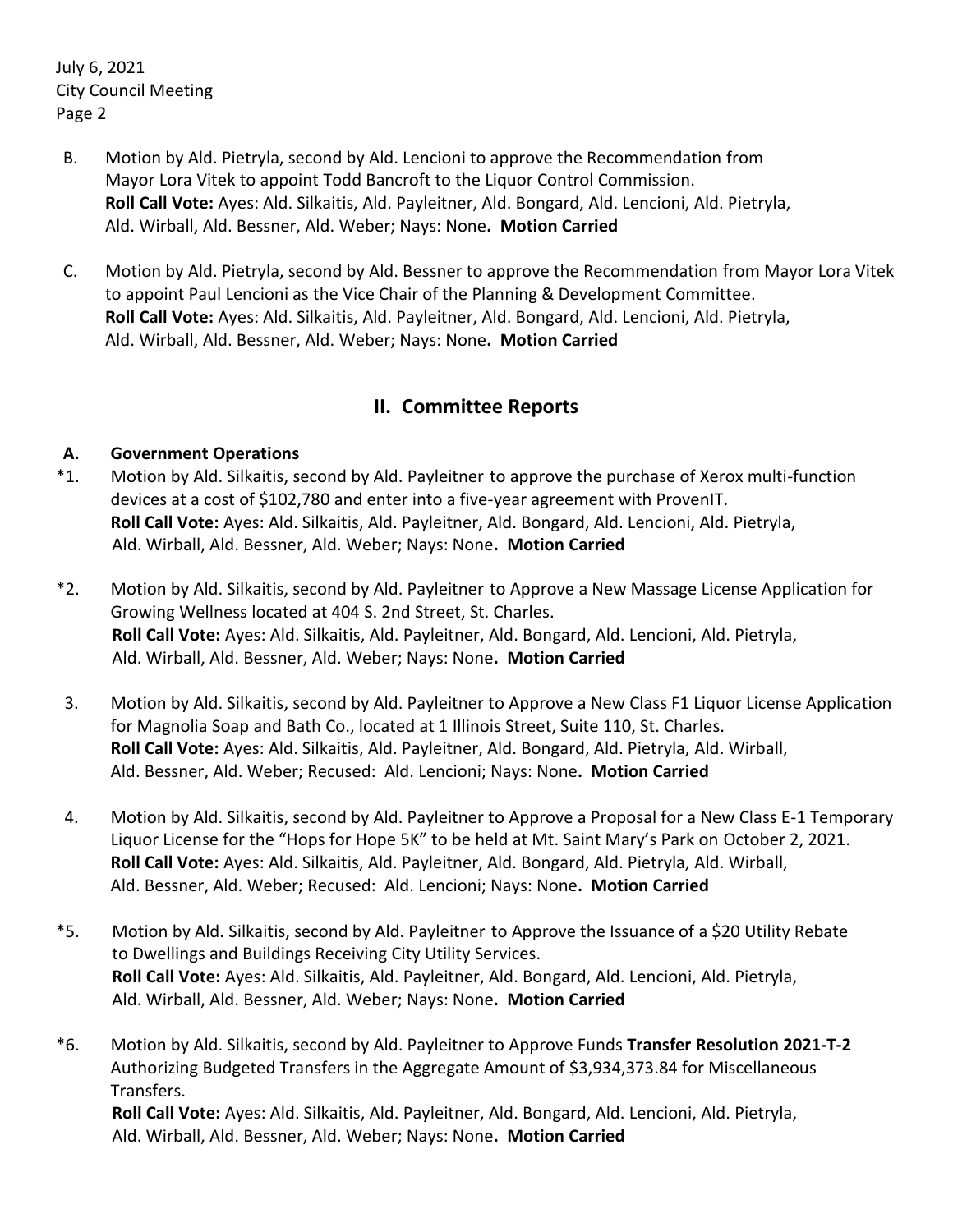B. Motion by Ald. Pietryla, second by Ald. Lencioni to approve the Recommendation from Mayor Lora Vitek to appoint Todd Bancroft to the Liquor Control Commission.
**Roll Call Vote:** Ayes: Ald. Silkaitis, Ald. Payleitner, Ald. Bongard, Ald. Lencioni, Ald. Pietryla, Ald. Wirball, Ald. Bessner, Ald. Weber; Nays: None**. Motion Carried**

C. Motion by Ald. Pietryla, second by Ald. Bessner to approve the Recommendation from Mayor Lora Vitek to appoint Paul Lencioni as the Vice Chair of the Planning & Development Committee.
**Roll Call Vote:** Ayes: Ald. Silkaitis, Ald. Payleitner, Ald. Bongard, Ald. Lencioni, Ald. Pietryla, Ald. Wirball, Ald. Bessner, Ald. Weber; Nays: None**. Motion Carried**

## II. Committee Reports

**A. Government Operations**

*1. Motion by Ald. Silkaitis, second by Ald. Payleitner to approve the purchase of Xerox multi-function devices at a cost of $102,780 and enter into a five-year agreement with ProvenIT.
**Roll Call Vote:** Ayes: Ald. Silkaitis, Ald. Payleitner, Ald. Bongard, Ald. Lencioni, Ald. Pietryla, Ald. Wirball, Ald. Bessner, Ald. Weber; Nays: None**. Motion Carried**

*2. Motion by Ald. Silkaitis, second by Ald. Payleitner to Approve a New Massage License Application for Growing Wellness located at 404 S. 2nd Street, St. Charles.
**Roll Call Vote:** Ayes: Ald. Silkaitis, Ald. Payleitner, Ald. Bongard, Ald. Lencioni, Ald. Pietryla, Ald. Wirball, Ald. Bessner, Ald. Weber; Nays: None**. Motion Carried**

3. Motion by Ald. Silkaitis, second by Ald. Payleitner to Approve a New Class F1 Liquor License Application for Magnolia Soap and Bath Co., located at 1 Illinois Street, Suite 110, St. Charles.
**Roll Call Vote:** Ayes: Ald. Silkaitis, Ald. Payleitner, Ald. Bongard, Ald. Pietryla, Ald. Wirball, Ald. Bessner, Ald. Weber; Recused: Ald. Lencioni; Nays: None**. Motion Carried**

4. Motion by Ald. Silkaitis, second by Ald. Payleitner to Approve a Proposal for a New Class E-1 Temporary Liquor License for the "Hops for Hope 5K" to be held at Mt. Saint Mary's Park on October 2, 2021.
**Roll Call Vote:** Ayes: Ald. Silkaitis, Ald. Payleitner, Ald. Bongard, Ald. Pietryla, Ald. Wirball, Ald. Bessner, Ald. Weber; Recused: Ald. Lencioni; Nays: None**. Motion Carried**

*5. Motion by Ald. Silkaitis, second by Ald. Payleitner to Approve the Issuance of a $20 Utility Rebate to Dwellings and Buildings Receiving City Utility Services.
**Roll Call Vote:** Ayes: Ald. Silkaitis, Ald. Payleitner, Ald. Bongard, Ald. Lencioni, Ald. Pietryla, Ald. Wirball, Ald. Bessner, Ald. Weber; Nays: None**. Motion Carried**

*6. Motion by Ald. Silkaitis, second by Ald. Payleitner to Approve Funds **Transfer Resolution 2021-T-2** Authorizing Budgeted Transfers in the Aggregate Amount of $3,934,373.84 for Miscellaneous Transfers.
**Roll Call Vote:** Ayes: Ald. Silkaitis, Ald. Payleitner, Ald. Bongard, Ald. Lencioni, Ald. Pietryla, Ald. Wirball, Ald. Bessner, Ald. Weber; Nays: None**. Motion Carried**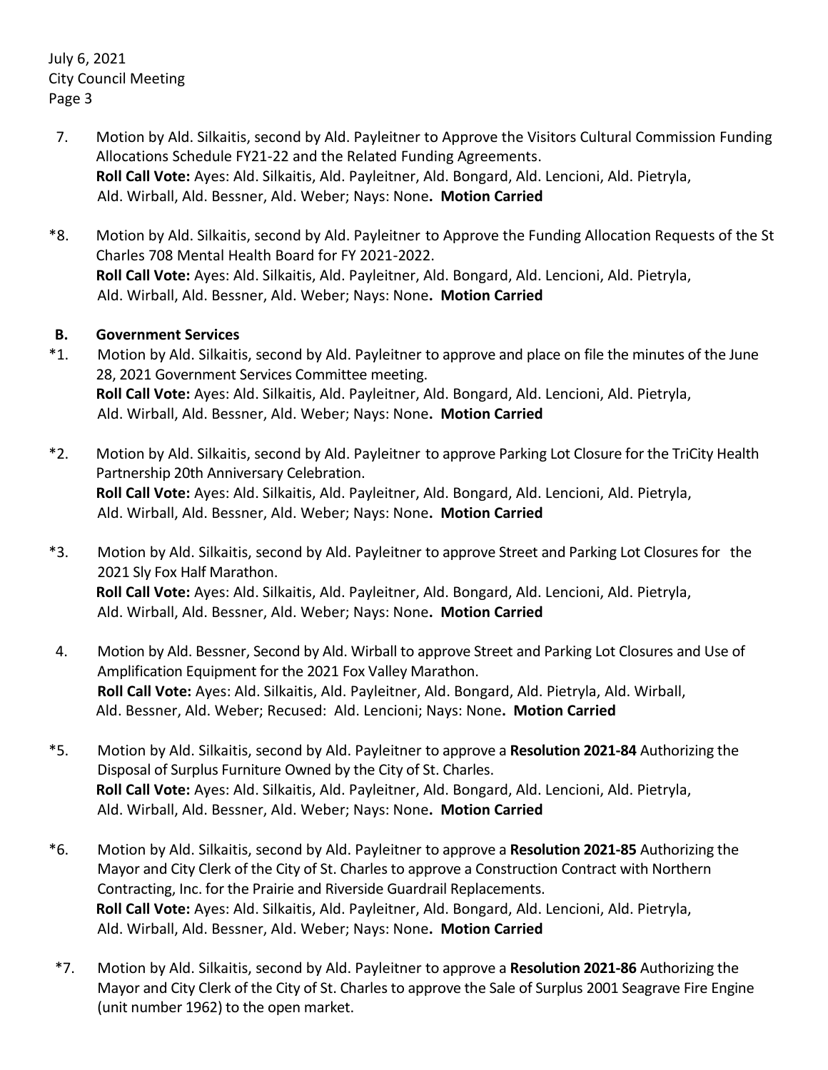7. Motion by Ald. Silkaitis, second by Ald. Payleitner to Approve the Visitors Cultural Commission Funding Allocations Schedule FY21-22 and the Related Funding Agreements.
**Roll Call Vote:** Ayes: Ald. Silkaitis, Ald. Payleitner, Ald. Bongard, Ald. Lencioni, Ald. Pietryla, Ald. Wirball, Ald. Bessner, Ald. Weber; Nays: None**. Motion Carried**

*8. Motion by Ald. Silkaitis, second by Ald. Payleitner to Approve the Funding Allocation Requests of the St Charles 708 Mental Health Board for FY 2021-2022.
**Roll Call Vote:** Ayes: Ald. Silkaitis, Ald. Payleitner, Ald. Bongard, Ald. Lencioni, Ald. Pietryla, Ald. Wirball, Ald. Bessner, Ald. Weber; Nays: None**. Motion Carried**

**B. Government Services**

*1. Motion by Ald. Silkaitis, second by Ald. Payleitner to approve and place on file the minutes of the June 28, 2021 Government Services Committee meeting.
**Roll Call Vote:** Ayes: Ald. Silkaitis, Ald. Payleitner, Ald. Bongard, Ald. Lencioni, Ald. Pietryla, Ald. Wirball, Ald. Bessner, Ald. Weber; Nays: None**. Motion Carried**

*2. Motion by Ald. Silkaitis, second by Ald. Payleitner to approve Parking Lot Closure for the TriCity Health Partnership 20th Anniversary Celebration.
**Roll Call Vote:** Ayes: Ald. Silkaitis, Ald. Payleitner, Ald. Bongard, Ald. Lencioni, Ald. Pietryla, Ald. Wirball, Ald. Bessner, Ald. Weber; Nays: None**. Motion Carried**

*3. Motion by Ald. Silkaitis, second by Ald. Payleitner to approve Street and Parking Lot Closures for the 2021 Sly Fox Half Marathon.
**Roll Call Vote:** Ayes: Ald. Silkaitis, Ald. Payleitner, Ald. Bongard, Ald. Lencioni, Ald. Pietryla, Ald. Wirball, Ald. Bessner, Ald. Weber; Nays: None**. Motion Carried**

4. Motion by Ald. Bessner, Second by Ald. Wirball to approve Street and Parking Lot Closures and Use of Amplification Equipment for the 2021 Fox Valley Marathon.
**Roll Call Vote:** Ayes: Ald. Silkaitis, Ald. Payleitner, Ald. Bongard, Ald. Pietryla, Ald. Wirball, Ald. Bessner, Ald. Weber; Recused: Ald. Lencioni; Nays: None**. Motion Carried**

*5. Motion by Ald. Silkaitis, second by Ald. Payleitner to approve a **Resolution 2021-84** Authorizing the Disposal of Surplus Furniture Owned by the City of St. Charles.
**Roll Call Vote:** Ayes: Ald. Silkaitis, Ald. Payleitner, Ald. Bongard, Ald. Lencioni, Ald. Pietryla, Ald. Wirball, Ald. Bessner, Ald. Weber; Nays: None**. Motion Carried**

*6. Motion by Ald. Silkaitis, second by Ald. Payleitner to approve a **Resolution 2021-85** Authorizing the Mayor and City Clerk of the City of St. Charles to approve a Construction Contract with Northern Contracting, Inc. for the Prairie and Riverside Guardrail Replacements.
**Roll Call Vote:** Ayes: Ald. Silkaitis, Ald. Payleitner, Ald. Bongard, Ald. Lencioni, Ald. Pietryla, Ald. Wirball, Ald. Bessner, Ald. Weber; Nays: None**. Motion Carried**

*7. Motion by Ald. Silkaitis, second by Ald. Payleitner to approve a **Resolution 2021-86** Authorizing the Mayor and City Clerk of the City of St. Charles to approve the Sale of Surplus 2001 Seagrave Fire Engine (unit number 1962) to the open market.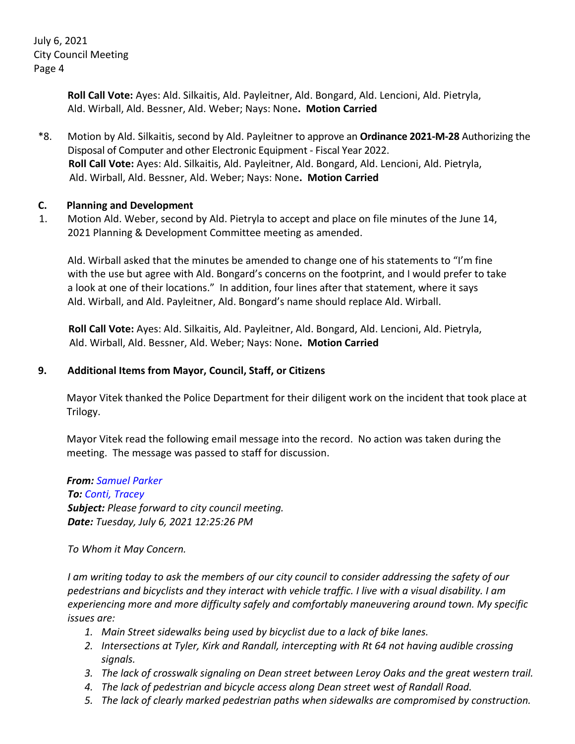**Roll Call Vote:** Ayes: Ald. Silkaitis, Ald. Payleitner, Ald. Bongard, Ald. Lencioni, Ald. Pietryla, Ald. Wirball, Ald. Bessner, Ald. Weber; Nays: None**. Motion Carried**

*8. Motion by Ald. Silkaitis, second by Ald. Payleitner to approve an **Ordinance 2021-M-28** Authorizing the Disposal of Computer and other Electronic Equipment - Fiscal Year 2022.
**Roll Call Vote:** Ayes: Ald. Silkaitis, Ald. Payleitner, Ald. Bongard, Ald. Lencioni, Ald. Pietryla, Ald. Wirball, Ald. Bessner, Ald. Weber; Nays: None**. Motion Carried**

**C. Planning and Development**

1. Motion Ald. Weber, second by Ald. Pietryla to accept and place on file minutes of the June 14, 2021 Planning & Development Committee meeting as amended.

   Ald. Wirball asked that the minutes be amended to change one of his statements to "I'm fine with the use but agree with Ald. Bongard's concerns on the footprint, and I would prefer to take a look at one of their locations." In addition, four lines after that statement, where it says Ald. Wirball, and Ald. Payleitner, Ald. Bongard's name should replace Ald. Wirball.

   **Roll Call Vote:** Ayes: Ald. Silkaitis, Ald. Payleitner, Ald. Bongard, Ald. Lencioni, Ald. Pietryla, Ald. Wirball, Ald. Bessner, Ald. Weber; Nays: None**. Motion Carried**

**9. Additional Items from Mayor, Council, Staff, or Citizens**

Mayor Vitek thanked the Police Department for their diligent work on the incident that took place at Trilogy.

Mayor Vitek read the following email message into the record. No action was taken during the meeting. The message was passed to staff for discussion.

***From:*** *Samuel Parker*
***To:*** *Conti, Tracey*
***Subject:*** *Please forward to city council meeting.*
***Date:*** *Tuesday, July 6, 2021 12:25:26 PM*

*To Whom it May Concern.*

*I am writing today to ask the members of our city council to consider addressing the safety of our pedestrians and bicyclists and they interact with vehicle traffic. I live with a visual disability. I am experiencing more and more difficulty safely and comfortably maneuvering around town. My specific issues are:*

1. *Main Street sidewalks being used by bicyclist due to a lack of bike lanes.*
2. *Intersections at Tyler, Kirk and Randall, intercepting with Rt 64 not having audible crossing signals.*
3. *The lack of crosswalk signaling on Dean street between Leroy Oaks and the great western trail.*
4. *The lack of pedestrian and bicycle access along Dean street west of Randall Road.*
5. *The lack of clearly marked pedestrian paths when sidewalks are compromised by construction.*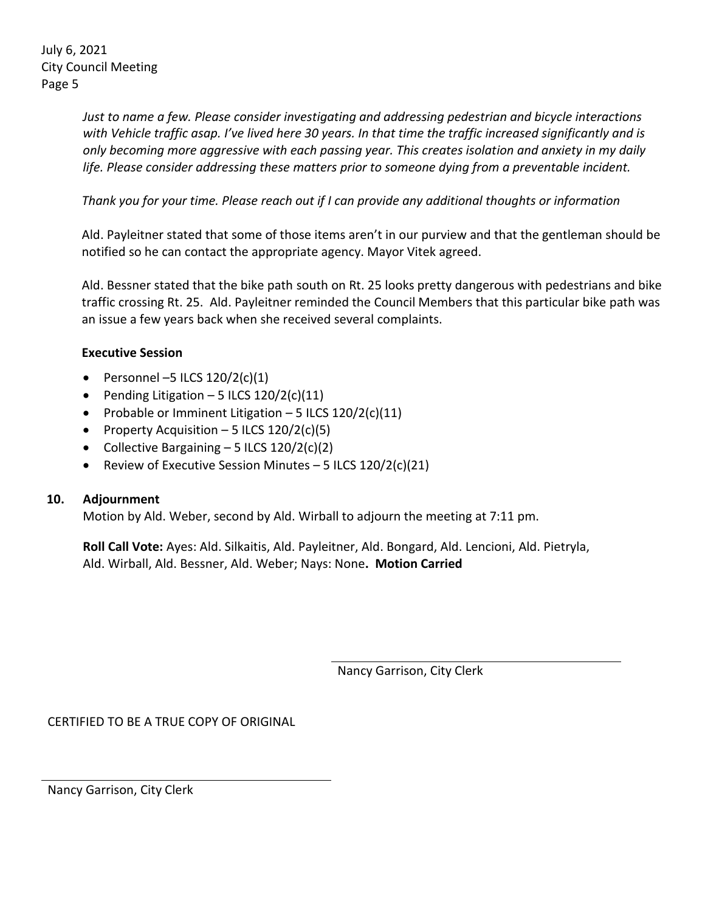*Just to name a few. Please consider investigating and addressing pedestrian and bicycle interactions with Vehicle traffic asap. I've lived here 30 years. In that time the traffic increased significantly and is only becoming more aggressive with each passing year. This creates isolation and anxiety in my daily life. Please consider addressing these matters prior to someone dying from a preventable incident.*

*Thank you for your time. Please reach out if I can provide any additional thoughts or information*

Ald. Payleitner stated that some of those items aren't in our purview and that the gentleman should be notified so he can contact the appropriate agency. Mayor Vitek agreed.

Ald. Bessner stated that the bike path south on Rt. 25 looks pretty dangerous with pedestrians and bike traffic crossing Rt. 25. Ald. Payleitner reminded the Council Members that this particular bike path was an issue a few years back when she received several complaints.

**Executive Session**

- Personnel –5 ILCS 120/2(c)(1)
- Pending Litigation – 5 ILCS 120/2(c)(11)
- Probable or Imminent Litigation – 5 ILCS 120/2(c)(11)
- Property Acquisition – 5 ILCS 120/2(c)(5)
- Collective Bargaining – 5 ILCS 120/2(c)(2)
- Review of Executive Session Minutes – 5 ILCS 120/2(c)(21)

**10. Adjournment**

Motion by Ald. Weber, second by Ald. Wirball to adjourn the meeting at 7:11 pm.

**Roll Call Vote:** Ayes: Ald. Silkaitis, Ald. Payleitner, Ald. Bongard, Ald. Lencioni, Ald. Pietryla, Ald. Wirball, Ald. Bessner, Ald. Weber; Nays: None**. Motion Carried**

Nancy Garrison, City Clerk

CERTIFIED TO BE A TRUE COPY OF ORIGINAL

Nancy Garrison, City Clerk